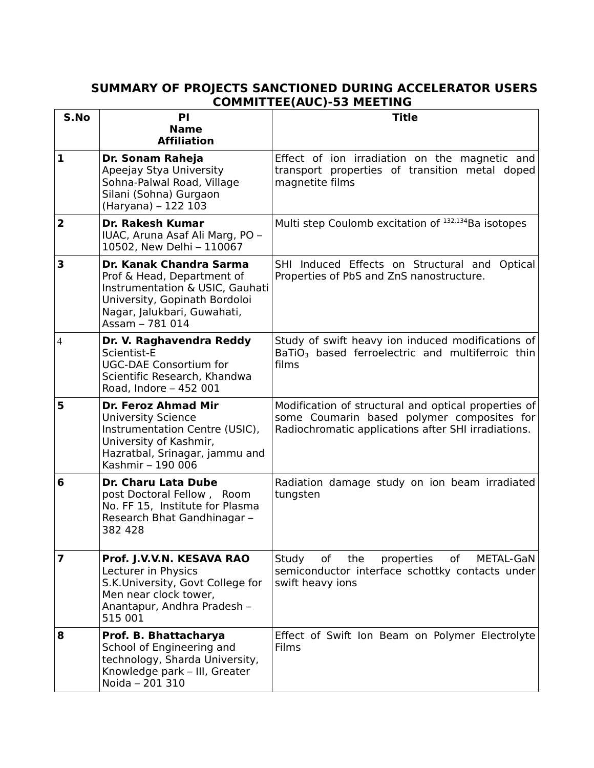# SUMMARY OF PROJECTS SANCTIONED DURING ACCELERATOR USERS COMMITTEE(AUC)-53 MEETING

| S.No | PI Name Affiliation | Title |
|---|---|---|
| 1 | **Dr. Sonam Raheja** Apeejay Stya University Sohna-Palwal Road, Village Silani (Sohna) Gurgaon (Haryana) – 122 103 | Effect of ion irradiation on the magnetic and transport properties of transition metal doped magnetite films |
| 2 | **Dr. Rakesh Kumar** IUAC, Aruna Asaf Ali Marg, PO – 10502, New Delhi – 110067 | Multi step Coulomb excitation of $^{132,134}Ba$ isotopes |
| 3 | **Dr. Kanak Chandra Sarma** Prof & Head, Department of Instrumentation & USIC, Gauhati University, Gopinath Bordoloi Nagar, Jalukbari, Guwahati, Assam – 781 014 | SHI Induced Effects on Structural and Optical Properties of PbS and ZnS nanostructure. |
| 4 | **Dr. V. Raghavendra Reddy** Scientist-E UGC-DAE Consortium for Scientific Research, Khandwa Road, Indore – 452 001 | Study of swift heavy ion induced modifications of $BaTiO_3$ based ferroelectric and multiferroic thin films |
| 5 | **Dr. Feroz Ahmad Mir** University Science Instrumentation Centre (USIC), University of Kashmir, Hazratbal, Srinagar, jammu and Kashmir – 190 006 | Modification of structural and optical properties of some Coumarin based polymer composites for Radiochromatic applications after SHI irradiations. |
| 6 | **Dr. Charu Lata Dube** post Doctoral Fellow , Room No. FF 15, Institute for Plasma Research Bhat Gandhinagar – 382 428 | Radiation damage study on ion beam irradiated tungsten |
| 7 | **Prof. J.V.V.N. KESAVA RAO** Lecturer in Physics S.K.University, Govt College for Men near clock tower, Anantapur, Andhra Pradesh – 515 001 | Study of the properties of METAL-GaN semiconductor interface schottky contacts under swift heavy ions |
| 8 | **Prof. B. Bhattacharya** School of Engineering and technology, Sharda University, Knowledge park – III, Greater Noida – 201 310 | Effect of Swift Ion Beam on Polymer Electrolyte Films |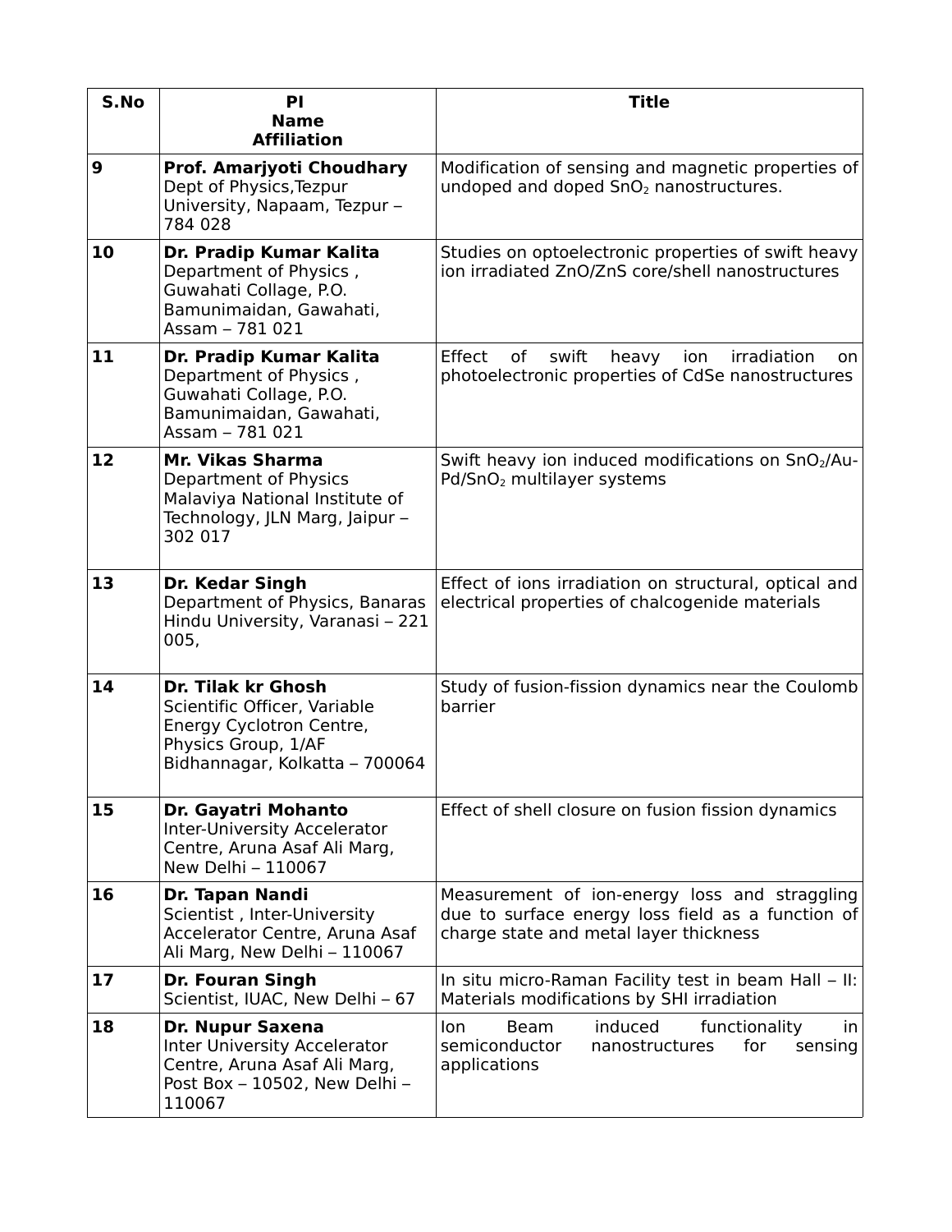| S.No | PI<br>Name<br>Affiliation | Title |
|---|---|---|
| 9 | **Prof. Amarjyoti Choudhary**<br>Dept of Physics,Tezpur University, Napaam, Tezpur – 784 028 | Modification of sensing and magnetic properties of undoped and doped $SnO_2$ nanostructures. |
| 10 | **Dr. Pradip Kumar Kalita**<br>Department of Physics , Guwahati Collage, P.O. Bamunimaidan, Gawahati, Assam – 781 021 | Studies on optoelectronic properties of swift heavy ion irradiated ZnO/ZnS core/shell nanostructures |
| 11 | **Dr. Pradip Kumar Kalita**<br>Department of Physics , Guwahati Collage, P.O. Bamunimaidan, Gawahati, Assam – 781 021 | Effect of swift heavy ion irradiation on photoelectronic properties of CdSe nanostructures |
| 12 | **Mr. Vikas Sharma**<br>Department of Physics Malaviya National Institute of Technology, JLN Marg, Jaipur – 302 017 | Swift heavy ion induced modifications on $SnO_2$/Au-Pd/$SnO_2$ multilayer systems |
| 13 | **Dr. Kedar Singh**<br>Department of Physics, Banaras Hindu University, Varanasi – 221 005, | Effect of ions irradiation on structural, optical and electrical properties of chalcogenide materials |
| 14 | **Dr. Tilak kr Ghosh**<br>Scientific Officer, Variable Energy Cyclotron Centre, Physics Group, 1/AF Bidhannagar, Kolkatta – 700064 | Study of fusion-fission dynamics near the Coulomb barrier |
| 15 | **Dr. Gayatri Mohanto**<br>Inter-University Accelerator Centre, Aruna Asaf Ali Marg, New Delhi – 110067 | Effect of shell closure on fusion fission dynamics |
| 16 | **Dr. Tapan Nandi**<br>Scientist , Inter-University Accelerator Centre, Aruna Asaf Ali Marg, New Delhi – 110067 | Measurement of ion-energy loss and straggling due to surface energy loss field as a function of charge state and metal layer thickness |
| 17 | **Dr. Fouran Singh**<br>Scientist, IUAC, New Delhi – 67 | In situ micro-Raman Facility test in beam Hall – II: Materials modifications by SHI irradiation |
| 18 | **Dr. Nupur Saxena**<br>Inter University Accelerator Centre, Aruna Asaf Ali Marg, Post Box – 10502, New Delhi – 110067 | Ion Beam induced functionality in semiconductor nanostructures for sensing applications |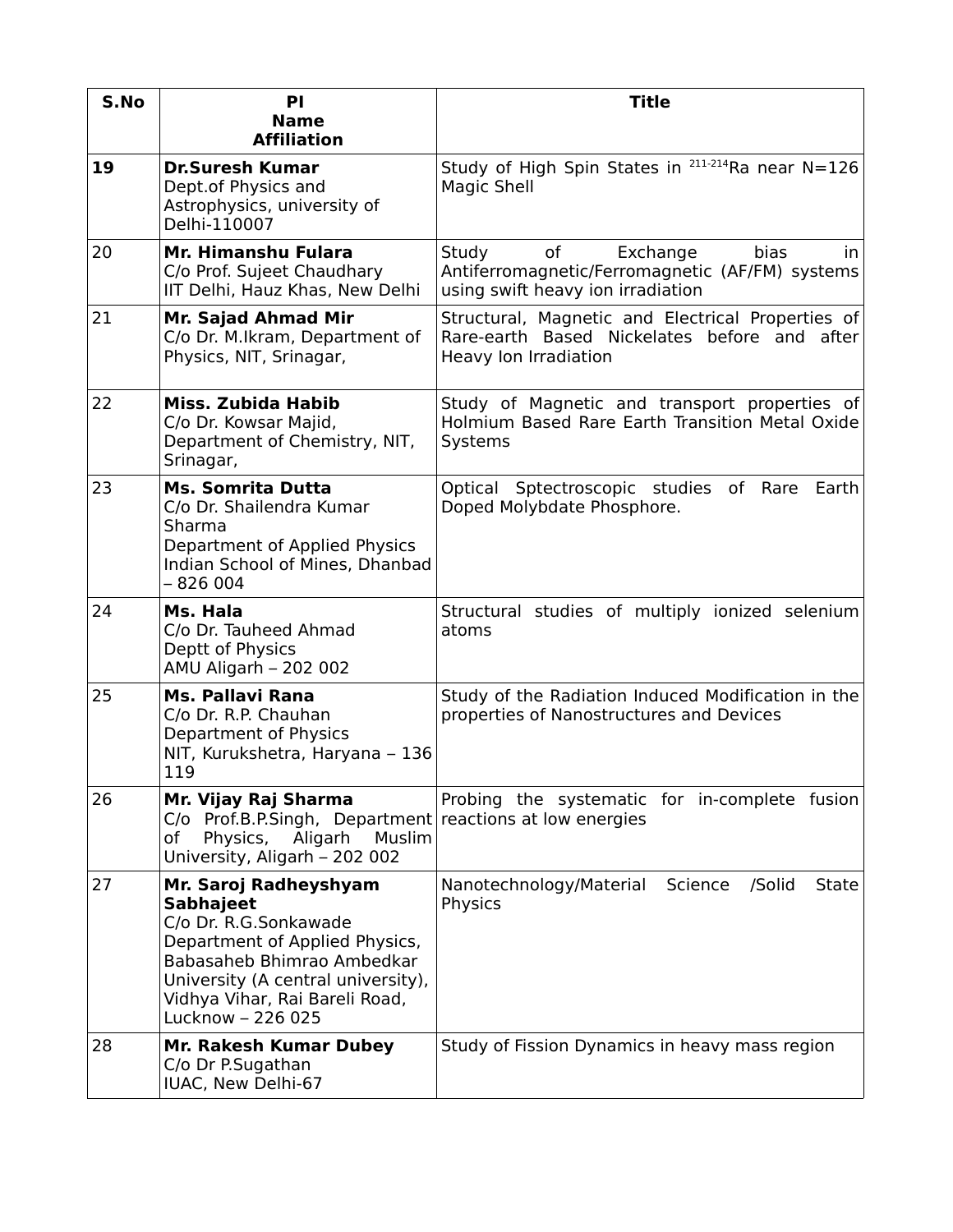| S.No | PI<br>Name<br>Affiliation | Title |
|---|---|---|
| **19** | **Dr.Suresh Kumar**<br>Dept.of Physics and Astrophysics, university of Delhi-110007 | Study of High Spin States in $^{211-214}$Ra near N=126 Magic Shell |
| 20 | **Mr. Himanshu Fulara**<br>C/o Prof. Sujeet Chaudhary<br>IIT Delhi, Hauz Khas, New Delhi | Study of Exchange bias in Antiferromagnetic/Ferromagnetic (AF/FM) systems using swift heavy ion irradiation |
| 21 | **Mr. Sajad Ahmad Mir**<br>C/o Dr. M.Ikram, Department of Physics, NIT, Srinagar, | Structural, Magnetic and Electrical Properties of Rare-earth Based Nickelates before and after Heavy Ion Irradiation |
| 22 | **Miss. Zubida Habib**<br>C/o Dr. Kowsar Majid, Department of Chemistry, NIT, Srinagar, | Study of Magnetic and transport properties of Holmium Based Rare Earth Transition Metal Oxide Systems |
| 23 | **Ms. Somrita Dutta**<br>C/o Dr. Shailendra Kumar Sharma<br>Department of Applied Physics<br>Indian School of Mines, Dhanbad – 826 004 | Optical Sptectroscopic studies of Rare Earth Doped Molybdate Phosphore. |
| 24 | **Ms. Hala**<br>C/o Dr. Tauheed Ahmad<br>Deptt of Physics<br>AMU Aligarh – 202 002 | Structural studies of multiply ionized selenium atoms |
| 25 | **Ms. Pallavi Rana**<br>C/o Dr. R.P. Chauhan<br>Department of Physics<br>NIT, Kurukshetra, Haryana – 136 119 | Study of the Radiation Induced Modification in the properties of Nanostructures and Devices |
| 26 | **Mr. Vijay Raj Sharma**<br>C/o Prof.B.P.Singh, Department of Physics, Aligarh Muslim University, Aligarh – 202 002 | Probing the systematic for in-complete fusion reactions at low energies |
| 27 | **Mr. Saroj Radheyshyam Sabhajeet**<br>C/o Dr. R.G.Sonkawade<br>Department of Applied Physics, Babasaheb Bhimrao Ambedkar University (A central university), Vidhya Vihar, Rai Bareli Road, Lucknow – 226 025 | Nanotechnology/Material Science /Solid State Physics |
| 28 | **Mr. Rakesh Kumar Dubey**<br>C/o Dr P.Sugathan<br>IUAC, New Delhi-67 | Study of Fission Dynamics in heavy mass region |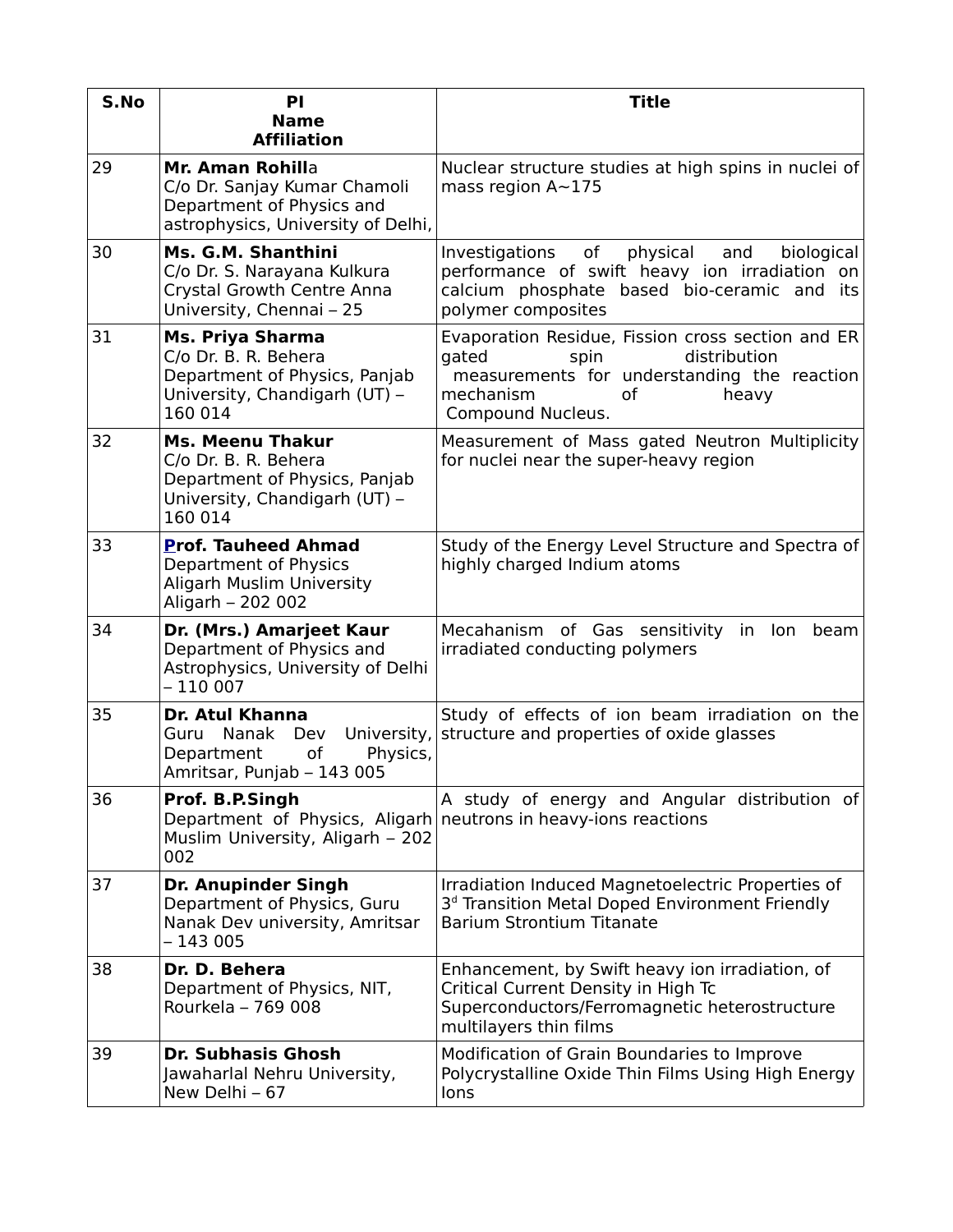| S.No | PI<br>Name<br>Affiliation | Title |
|---|---|---|
| 29 | **Mr. Aman Rohill**a<br>C/o Dr. Sanjay Kumar Chamoli<br>Department of Physics and astrophysics, University of Delhi, | Nuclear structure studies at high spins in nuclei of mass region A~175 |
| 30 | **Ms. G.M. Shanthini**<br>C/o Dr. S. Narayana Kulkura<br>Crystal Growth Centre Anna University, Chennai – 25 | Investigations of physical and biological performance of swift heavy ion irradiation on calcium phosphate based bio-ceramic and its polymer composites |
| 31 | **Ms. Priya Sharma**<br>C/o Dr. B. R. Behera<br>Department of Physics, Panjab University, Chandigarh (UT) – 160 014 | Evaporation Residue, Fission cross section and ER gated spin distribution measurements for understanding the reaction mechanism of heavy Compound Nucleus. |
| 32 | **Ms. Meenu Thakur**<br>C/o Dr. B. R. Behera<br>Department of Physics, Panjab University, Chandigarh (UT) – 160 014 | Measurement of Mass gated Neutron Multiplicity for nuclei near the super-heavy region |
| 33 | **Prof. Tauheed Ahmad**<br>Department of Physics<br>Aligarh Muslim University<br>Aligarh – 202 002 | Study of the Energy Level Structure and Spectra of highly charged Indium atoms |
| 34 | **Dr. (Mrs.) Amarjeet Kaur**<br>Department of Physics and Astrophysics, University of Delhi – 110 007 | Mecahanism of Gas sensitivity in Ion beam irradiated conducting polymers |
| 35 | **Dr. Atul Khanna**<br>Guru Nanak Dev University, Department of Physics, Amritsar, Punjab – 143 005 | Study of effects of ion beam irradiation on the structure and properties of oxide glasses |
| 36 | **Prof. B.P.Singh**<br>Department of Physics, Aligarh Muslim University, Aligarh – 202 002 | A study of energy and Angular distribution of neutrons in heavy-ions reactions |
| 37 | **Dr. Anupinder Singh**<br>Department of Physics, Guru Nanak Dev university, Amritsar – 143 005 | Irradiation Induced Magnetoelectric Properties of 3$^{d}$ Transition Metal Doped Environment Friendly Barium Strontium Titanate |
| 38 | **Dr. D. Behera**<br>Department of Physics, NIT, Rourkela – 769 008 | Enhancement, by Swift heavy ion irradiation, of Critical Current Density in High Tc Superconductors/Ferromagnetic heterostructure multilayers thin films |
| 39 | **Dr. Subhasis Ghosh**<br>Jawaharlal Nehru University, New Delhi – 67 | Modification of Grain Boundaries to Improve Polycrystalline Oxide Thin Films Using High Energy Ions |